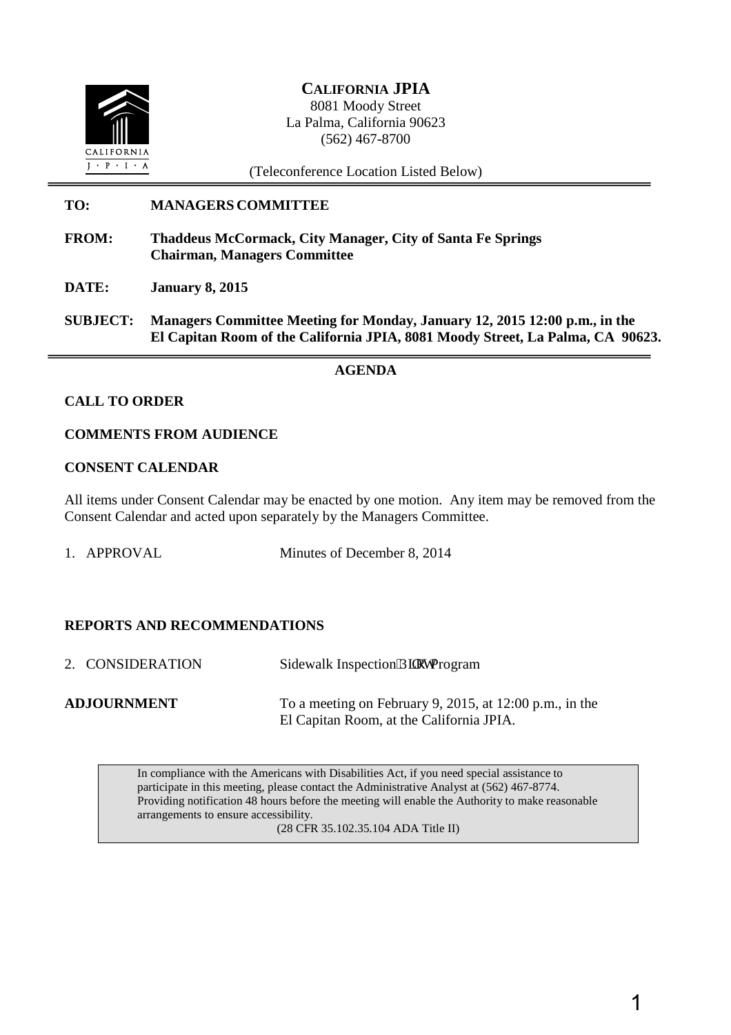**CALIFORNIA JPIA**
8081 Moody Street
La Palma, California 90623
(562) 467-8700

(Teleconference Location Listed Below)

---

**TO:** **MANAGERS COMMITTEE**

**FROM:** **Thaddeus McCormack, City Manager, City of Santa Fe Springs**
**Chairman, Managers Committee**

**DATE:** **January 8, 2015**

**SUBJECT:** **Managers Committee Meeting for Monday, January 12, 2015 12:00 p.m., in the El Capitan Room of the California JPIA, 8081 Moody Street, La Palma, CA 90623.**

---

## AGENDA

**CALL TO ORDER**

**COMMENTS FROM AUDIENCE**

**CONSENT CALENDAR**

All items under Consent Calendar may be enacted by one motion. Any item may be removed from the Consent Calendar and acted upon separately by the Managers Committee.

1. APPROVAL — Minutes of December 8, 2014

**REPORTS AND RECOMMENDATIONS**

2. CONSIDERATION — Sidewalk Inspection Pilot Program

**ADJOURNMENT** — To a meeting on February 9, 2015, at 12:00 p.m., in the El Capitan Room, at the California JPIA.

> In compliance with the Americans with Disabilities Act, if you need special assistance to participate in this meeting, please contact the Administrative Analyst at (562) 467-8774. Providing notification 48 hours before the meeting will enable the Authority to make reasonable arrangements to ensure accessibility.
> (28 CFR 35.102.35.104 ADA Title II)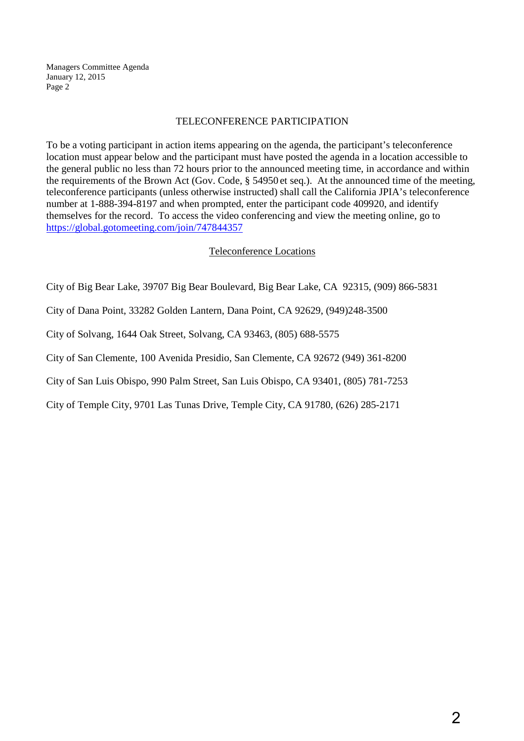## TELECONFERENCE PARTICIPATION

To be a voting participant in action items appearing on the agenda, the participant's teleconference location must appear below and the participant must have posted the agenda in a location accessible to the general public no less than 72 hours prior to the announced meeting time, in accordance and within the requirements of the Brown Act (Gov. Code, § 54950 et seq.). At the announced time of the meeting, teleconference participants (unless otherwise instructed) shall call the California JPIA's teleconference number at 1-888-394-8197 and when prompted, enter the participant code 409920, and identify themselves for the record. To access the video conferencing and view the meeting online, go to https://global.gotomeeting.com/join/747844357

### Teleconference Locations

City of Big Bear Lake, 39707 Big Bear Boulevard, Big Bear Lake, CA 92315, (909) 866-5831

City of Dana Point, 33282 Golden Lantern, Dana Point, CA 92629, (949)248-3500

City of Solvang, 1644 Oak Street, Solvang, CA 93463, (805) 688-5575

City of San Clemente, 100 Avenida Presidio, San Clemente, CA 92672 (949) 361-8200

City of San Luis Obispo, 990 Palm Street, San Luis Obispo, CA 93401, (805) 781-7253

City of Temple City, 9701 Las Tunas Drive, Temple City, CA 91780, (626) 285-2171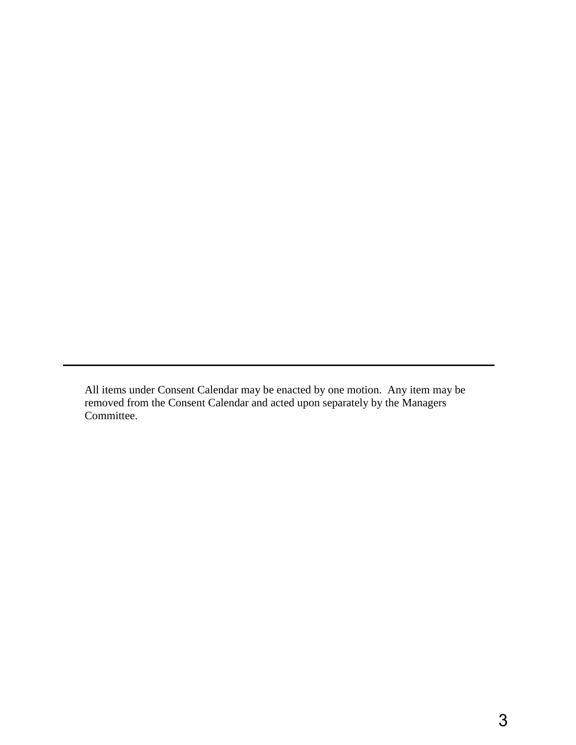---

All items under Consent Calendar may be enacted by one motion. Any item may be removed from the Consent Calendar and acted upon separately by the Managers Committee.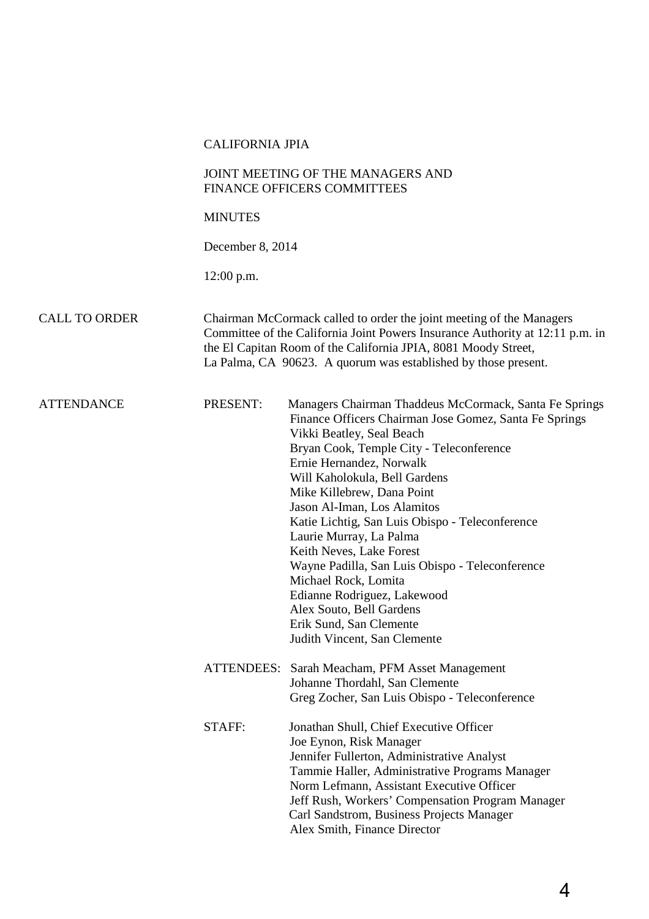CALIFORNIA JPIA

JOINT MEETING OF THE MANAGERS AND FINANCE OFFICERS COMMITTEES

MINUTES

December 8, 2014

12:00 p.m.

**CALL TO ORDER**

Chairman McCormack called to order the joint meeting of the Managers Committee of the California Joint Powers Insurance Authority at 12:11 p.m. in the El Capitan Room of the California JPIA, 8081 Moody Street, La Palma, CA 90623. A quorum was established by those present.

**ATTENDANCE**

PRESENT:

- Managers Chairman Thaddeus McCormack, Santa Fe Springs
- Finance Officers Chairman Jose Gomez, Santa Fe Springs
- Vikki Beatley, Seal Beach
- Bryan Cook, Temple City - Teleconference
- Ernie Hernandez, Norwalk
- Will Kaholokula, Bell Gardens
- Mike Killebrew, Dana Point
- Jason Al-Iman, Los Alamitos
- Katie Lichtig, San Luis Obispo - Teleconference
- Laurie Murray, La Palma
- Keith Neves, Lake Forest
- Wayne Padilla, San Luis Obispo - Teleconference
- Michael Rock, Lomita
- Edianne Rodriguez, Lakewood
- Alex Souto, Bell Gardens
- Erik Sund, San Clemente
- Judith Vincent, San Clemente

ATTENDEES:

- Sarah Meacham, PFM Asset Management
- Johanne Thordahl, San Clemente
- Greg Zocher, San Luis Obispo - Teleconference

STAFF:

- Jonathan Shull, Chief Executive Officer
- Joe Eynon, Risk Manager
- Jennifer Fullerton, Administrative Analyst
- Tammie Haller, Administrative Programs Manager
- Norm Lefmann, Assistant Executive Officer
- Jeff Rush, Workers' Compensation Program Manager
- Carl Sandstrom, Business Projects Manager
- Alex Smith, Finance Director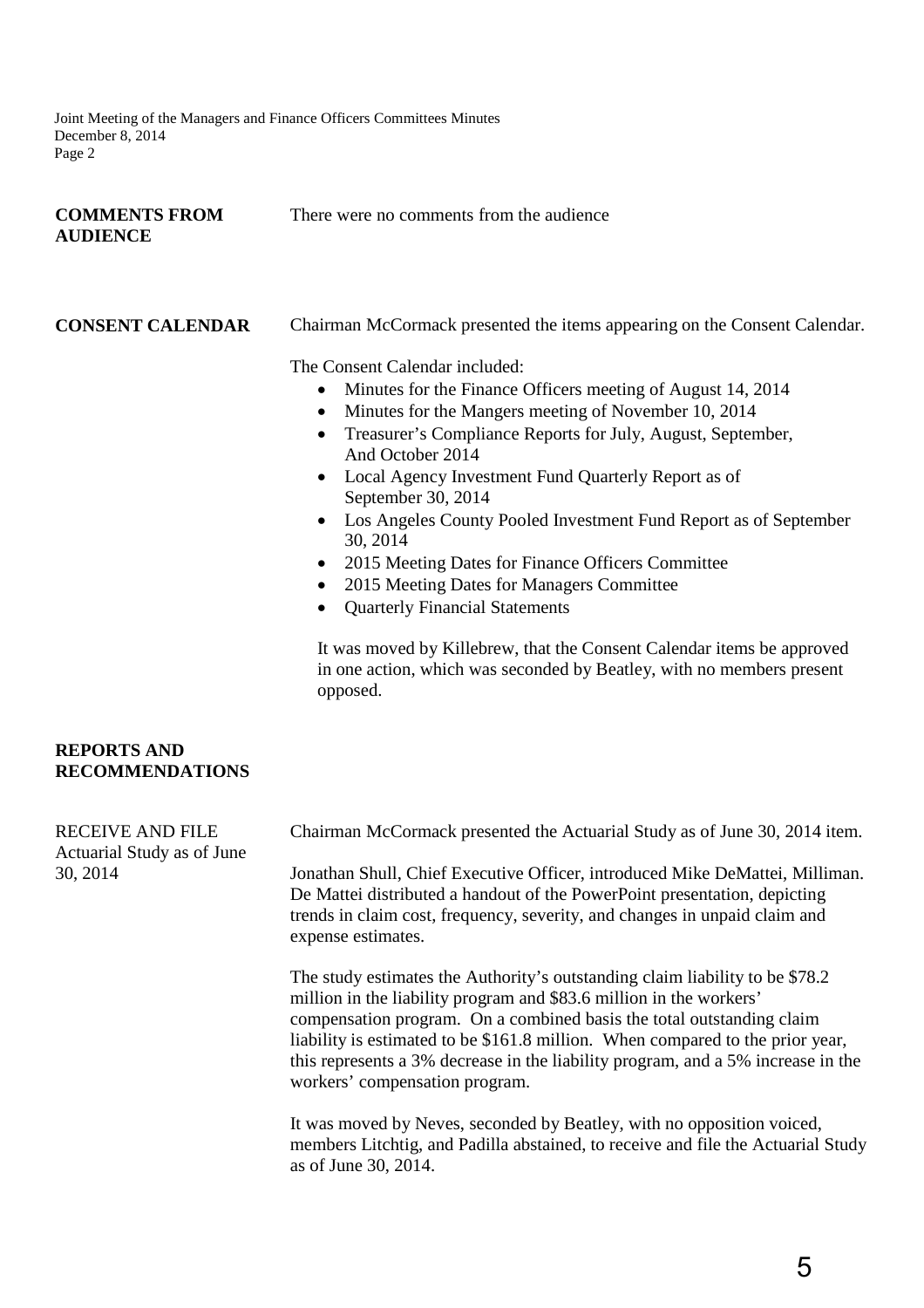**COMMENTS FROM AUDIENCE**

There were no comments from the audience

**CONSENT CALENDAR**

Chairman McCormack presented the items appearing on the Consent Calendar.

The Consent Calendar included:

- Minutes for the Finance Officers meeting of August 14, 2014
- Minutes for the Mangers meeting of November 10, 2014
- Treasurer's Compliance Reports for July, August, September, And October 2014
- Local Agency Investment Fund Quarterly Report as of September 30, 2014
- Los Angeles County Pooled Investment Fund Report as of September 30, 2014
- 2015 Meeting Dates for Finance Officers Committee
- 2015 Meeting Dates for Managers Committee
- Quarterly Financial Statements

It was moved by Killebrew, that the Consent Calendar items be approved in one action, which was seconded by Beatley, with no members present opposed.

**REPORTS AND RECOMMENDATIONS**

RECEIVE AND FILE Actuarial Study as of June 30, 2014

Chairman McCormack presented the Actuarial Study as of June 30, 2014 item.

Jonathan Shull, Chief Executive Officer, introduced Mike DeMattei, Milliman. De Mattei distributed a handout of the PowerPoint presentation, depicting trends in claim cost, frequency, severity, and changes in unpaid claim and expense estimates.

The study estimates the Authority's outstanding claim liability to be $78.2 million in the liability program and $83.6 million in the workers' compensation program. On a combined basis the total outstanding claim liability is estimated to be $161.8 million. When compared to the prior year, this represents a 3% decrease in the liability program, and a 5% increase in the workers' compensation program.

It was moved by Neves, seconded by Beatley, with no opposition voiced, members Litchtig, and Padilla abstained, to receive and file the Actuarial Study as of June 30, 2014.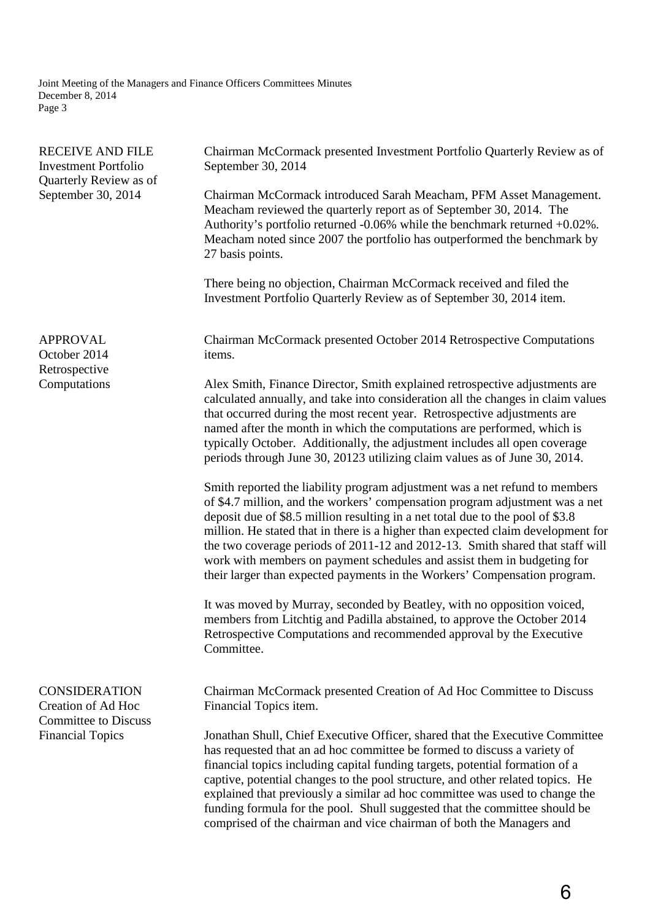**RECEIVE AND FILE**
**Investment Portfolio Quarterly Review as of September 30, 2014**

Chairman McCormack presented Investment Portfolio Quarterly Review as of September 30, 2014

Chairman McCormack introduced Sarah Meacham, PFM Asset Management. Meacham reviewed the quarterly report as of September 30, 2014. The Authority's portfolio returned -0.06% while the benchmark returned +0.02%. Meacham noted since 2007 the portfolio has outperformed the benchmark by 27 basis points.

There being no objection, Chairman McCormack received and filed the Investment Portfolio Quarterly Review as of September 30, 2014 item.

**APPROVAL**
**October 2014 Retrospective Computations**

Chairman McCormack presented October 2014 Retrospective Computations items.

Alex Smith, Finance Director, Smith explained retrospective adjustments are calculated annually, and take into consideration all the changes in claim values that occurred during the most recent year. Retrospective adjustments are named after the month in which the computations are performed, which is typically October. Additionally, the adjustment includes all open coverage periods through June 30, 20123 utilizing claim values as of June 30, 2014.

Smith reported the liability program adjustment was a net refund to members of $4.7 million, and the workers' compensation program adjustment was a net deposit due of $8.5 million resulting in a net total due to the pool of $3.8 million. He stated that in there is a higher than expected claim development for the two coverage periods of 2011-12 and 2012-13. Smith shared that staff will work with members on payment schedules and assist them in budgeting for their larger than expected payments in the Workers' Compensation program.

It was moved by Murray, seconded by Beatley, with no opposition voiced, members from Litchtig and Padilla abstained, to approve the October 2014 Retrospective Computations and recommended approval by the Executive Committee.

**CONSIDERATION**
**Creation of Ad Hoc Committee to Discuss Financial Topics**

Chairman McCormack presented Creation of Ad Hoc Committee to Discuss Financial Topics item.

Jonathan Shull, Chief Executive Officer, shared that the Executive Committee has requested that an ad hoc committee be formed to discuss a variety of financial topics including capital funding targets, potential formation of a captive, potential changes to the pool structure, and other related topics. He explained that previously a similar ad hoc committee was used to change the funding formula for the pool. Shull suggested that the committee should be comprised of the chairman and vice chairman of both the Managers and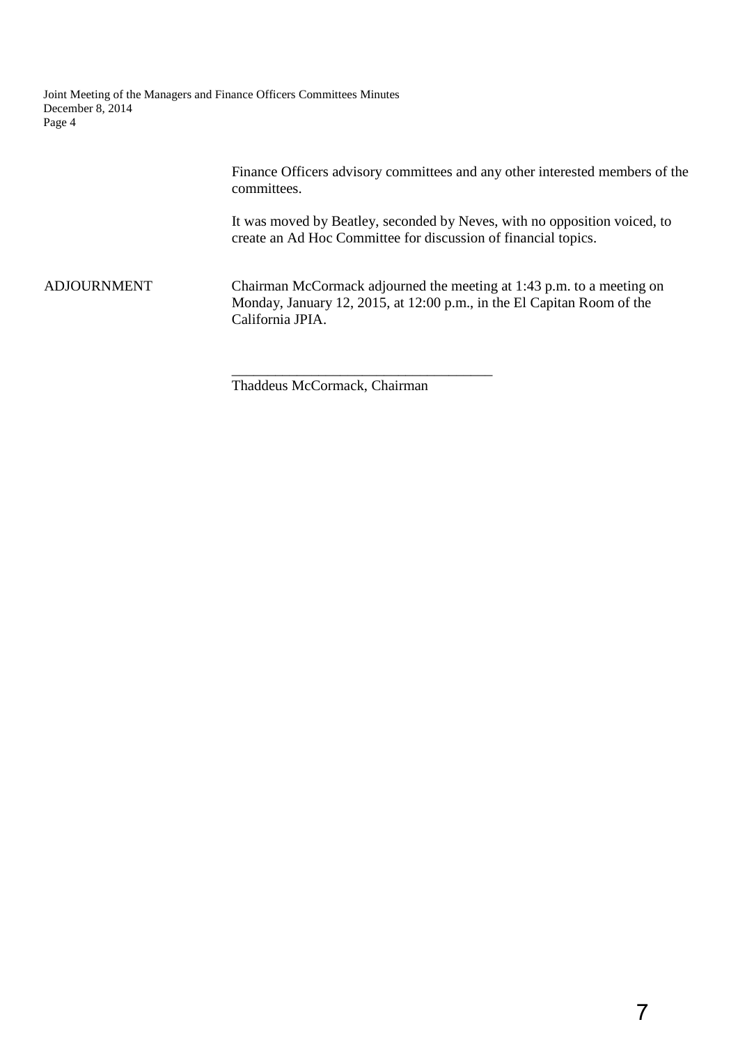Finance Officers advisory committees and any other interested members of the committees.

It was moved by Beatley, seconded by Neves, with no opposition voiced, to create an Ad Hoc Committee for discussion of financial topics.

ADJOURNMENT

Chairman McCormack adjourned the meeting at 1:43 p.m. to a meeting on Monday, January 12, 2015, at 12:00 p.m., in the El Capitan Room of the California JPIA.

____________________________________

Thaddeus McCormack, Chairman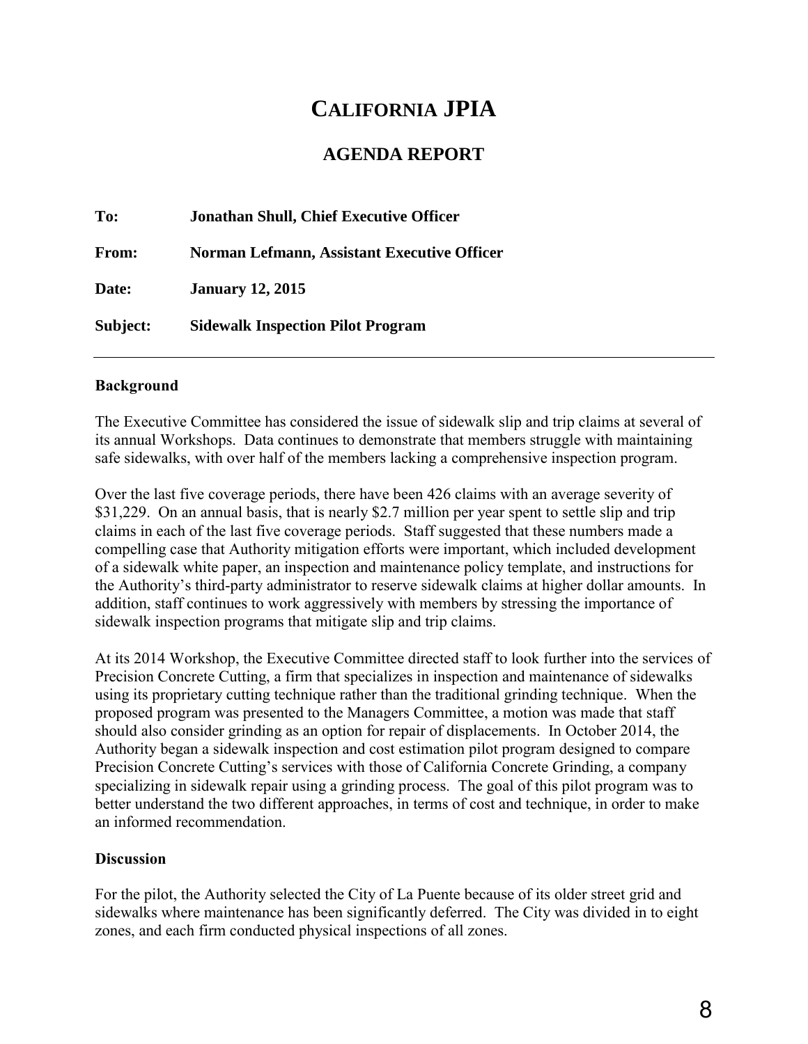# CALIFORNIA JPIA

## AGENDA REPORT

**To:** **Jonathan Shull, Chief Executive Officer**

**From:** **Norman Lefmann, Assistant Executive Officer**

**Date:** **January 12, 2015**

**Subject:** **Sidewalk Inspection Pilot Program**

---

**Background**

The Executive Committee has considered the issue of sidewalk slip and trip claims at several of its annual Workshops. Data continues to demonstrate that members struggle with maintaining safe sidewalks, with over half of the members lacking a comprehensive inspection program.

Over the last five coverage periods, there have been 426 claims with an average severity of $31,229. On an annual basis, that is nearly $2.7 million per year spent to settle slip and trip claims in each of the last five coverage periods. Staff suggested that these numbers made a compelling case that Authority mitigation efforts were important, which included development of a sidewalk white paper, an inspection and maintenance policy template, and instructions for the Authority's third-party administrator to reserve sidewalk claims at higher dollar amounts. In addition, staff continues to work aggressively with members by stressing the importance of sidewalk inspection programs that mitigate slip and trip claims.

At its 2014 Workshop, the Executive Committee directed staff to look further into the services of Precision Concrete Cutting, a firm that specializes in inspection and maintenance of sidewalks using its proprietary cutting technique rather than the traditional grinding technique. When the proposed program was presented to the Managers Committee, a motion was made that staff should also consider grinding as an option for repair of displacements. In October 2014, the Authority began a sidewalk inspection and cost estimation pilot program designed to compare Precision Concrete Cutting's services with those of California Concrete Grinding, a company specializing in sidewalk repair using a grinding process. The goal of this pilot program was to better understand the two different approaches, in terms of cost and technique, in order to make an informed recommendation.

**Discussion**

For the pilot, the Authority selected the City of La Puente because of its older street grid and sidewalks where maintenance has been significantly deferred. The City was divided in to eight zones, and each firm conducted physical inspections of all zones.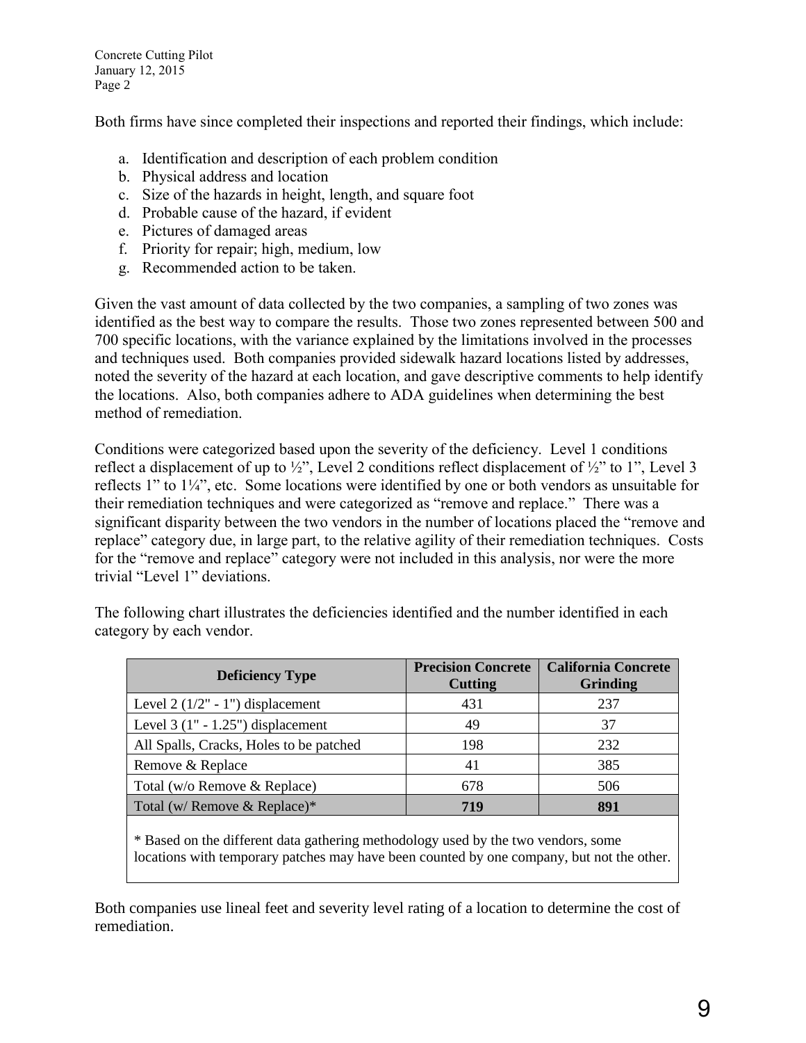Both firms have since completed their inspections and reported their findings, which include:

a. Identification and description of each problem condition
b. Physical address and location
c. Size of the hazards in height, length, and square foot
d. Probable cause of the hazard, if evident
e. Pictures of damaged areas
f. Priority for repair; high, medium, low
g. Recommended action to be taken.

Given the vast amount of data collected by the two companies, a sampling of two zones was identified as the best way to compare the results. Those two zones represented between 500 and 700 specific locations, with the variance explained by the limitations involved in the processes and techniques used. Both companies provided sidewalk hazard locations listed by addresses, noted the severity of the hazard at each location, and gave descriptive comments to help identify the locations. Also, both companies adhere to ADA guidelines when determining the best method of remediation.

Conditions were categorized based upon the severity of the deficiency. Level 1 conditions reflect a displacement of up to ½", Level 2 conditions reflect displacement of ½" to 1", Level 3 reflects 1" to 1¼", etc. Some locations were identified by one or both vendors as unsuitable for their remediation techniques and were categorized as "remove and replace." There was a significant disparity between the two vendors in the number of locations placed the "remove and replace" category due, in large part, to the relative agility of their remediation techniques. Costs for the "remove and replace" category were not included in this analysis, nor were the more trivial "Level 1" deviations.

The following chart illustrates the deficiencies identified and the number identified in each category by each vendor.

| Deficiency Type | Precision Concrete Cutting | California Concrete Grinding |
|---|---|---|
| Level 2 (1/2" - 1") displacement | 431 | 237 |
| Level 3 (1" - 1.25") displacement | 49 | 37 |
| All Spalls, Cracks, Holes to be patched | 198 | 232 |
| Remove & Replace | 41 | 385 |
| Total (w/o Remove & Replace) | 678 | 506 |
| Total (w/ Remove & Replace)* | **719** | **891** |

\* Based on the different data gathering methodology used by the two vendors, some locations with temporary patches may have been counted by one company, but not the other.

Both companies use lineal feet and severity level rating of a location to determine the cost of remediation.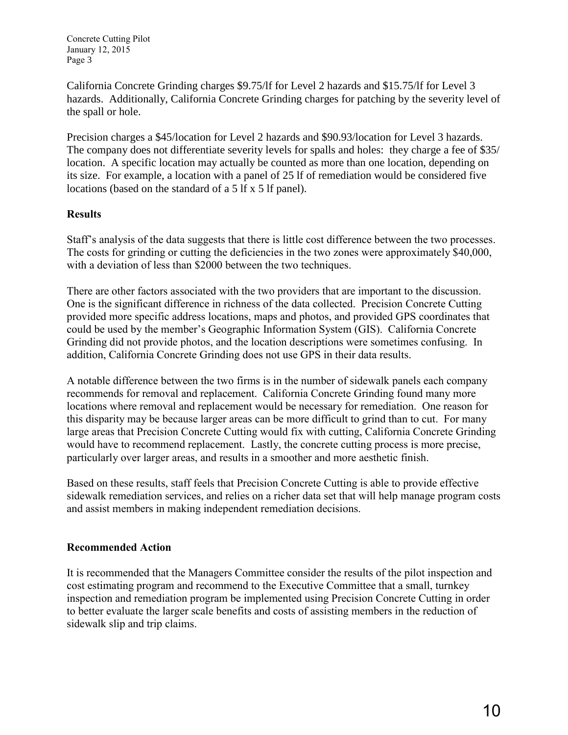California Concrete Grinding charges $9.75/lf for Level 2 hazards and $15.75/lf for Level 3 hazards. Additionally, California Concrete Grinding charges for patching by the severity level of the spall or hole.

Precision charges a $45/location for Level 2 hazards and $90.93/location for Level 3 hazards. The company does not differentiate severity levels for spalls and holes: they charge a fee of $35/location. A specific location may actually be counted as more than one location, depending on its size. For example, a location with a panel of 25 lf of remediation would be considered five locations (based on the standard of a 5 lf x 5 lf panel).

## Results

Staff's analysis of the data suggests that there is little cost difference between the two processes. The costs for grinding or cutting the deficiencies in the two zones were approximately $40,000, with a deviation of less than $2000 between the two techniques.

There are other factors associated with the two providers that are important to the discussion. One is the significant difference in richness of the data collected. Precision Concrete Cutting provided more specific address locations, maps and photos, and provided GPS coordinates that could be used by the member's Geographic Information System (GIS). California Concrete Grinding did not provide photos, and the location descriptions were sometimes confusing. In addition, California Concrete Grinding does not use GPS in their data results.

A notable difference between the two firms is in the number of sidewalk panels each company recommends for removal and replacement. California Concrete Grinding found many more locations where removal and replacement would be necessary for remediation. One reason for this disparity may be because larger areas can be more difficult to grind than to cut. For many large areas that Precision Concrete Cutting would fix with cutting, California Concrete Grinding would have to recommend replacement. Lastly, the concrete cutting process is more precise, particularly over larger areas, and results in a smoother and more aesthetic finish.

Based on these results, staff feels that Precision Concrete Cutting is able to provide effective sidewalk remediation services, and relies on a richer data set that will help manage program costs and assist members in making independent remediation decisions.

## Recommended Action

It is recommended that the Managers Committee consider the results of the pilot inspection and cost estimating program and recommend to the Executive Committee that a small, turnkey inspection and remediation program be implemented using Precision Concrete Cutting in order to better evaluate the larger scale benefits and costs of assisting members in the reduction of sidewalk slip and trip claims.